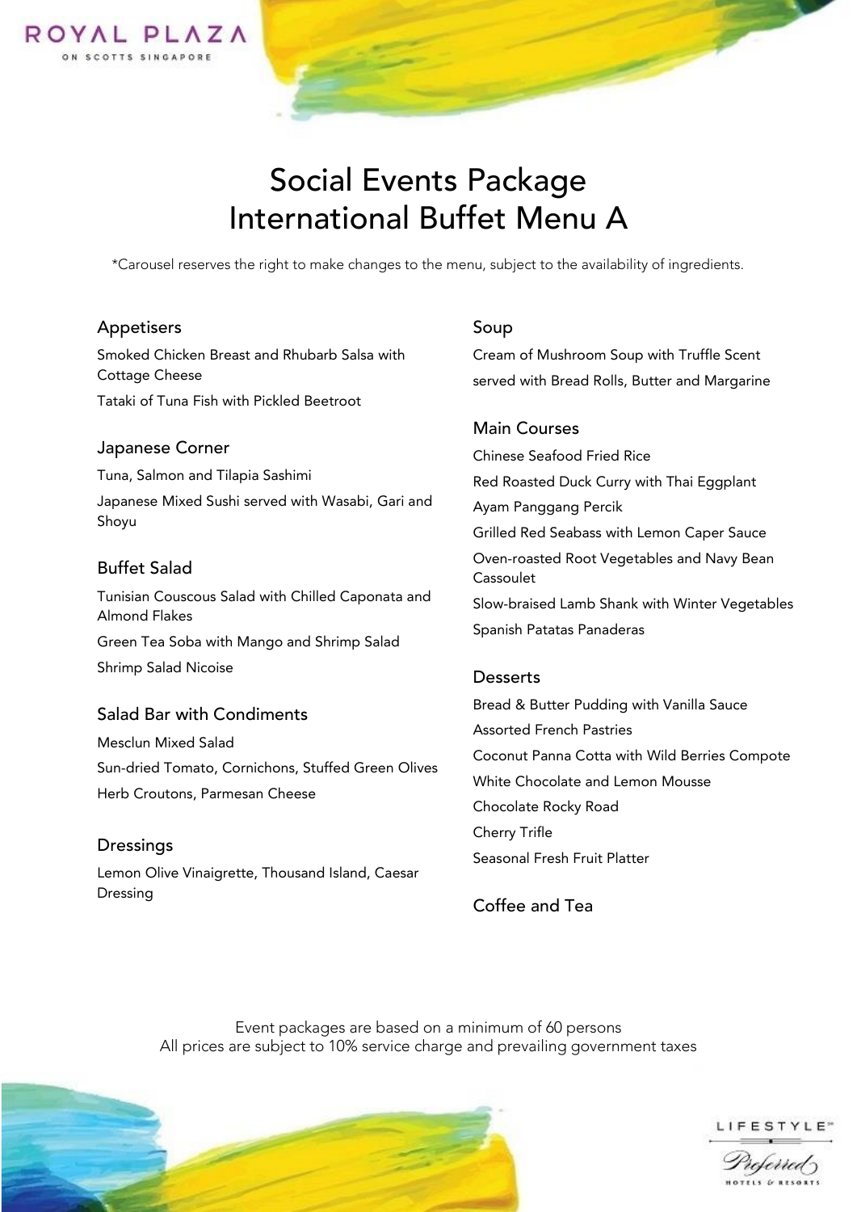ROYAL PLAZA ON SCOTTS SINGAPORE

# Social Events Package
# International Buffet Menu A

*Carousel reserves the right to make changes to the menu, subject to the availability of ingredients.

### Appetisers

Smoked Chicken Breast and Rhubarb Salsa with Cottage Cheese

Tataki of Tuna Fish with Pickled Beetroot

### Japanese Corner

Tuna, Salmon and Tilapia Sashimi

Japanese Mixed Sushi served with Wasabi, Gari and Shoyu

### Buffet Salad

Tunisian Couscous Salad with Chilled Caponata and Almond Flakes

Green Tea Soba with Mango and Shrimp Salad

Shrimp Salad Nicoise

### Salad Bar with Condiments

Mesclun Mixed Salad

Sun-dried Tomato, Cornichons, Stuffed Green Olives

Herb Croutons, Parmesan Cheese

### Dressings

Lemon Olive Vinaigrette, Thousand Island, Caesar Dressing

### Soup

Cream of Mushroom Soup with Truffle Scent

served with Bread Rolls, Butter and Margarine

### Main Courses

Chinese Seafood Fried Rice

Red Roasted Duck Curry with Thai Eggplant

Ayam Panggang Percik

Grilled Red Seabass with Lemon Caper Sauce

Oven-roasted Root Vegetables and Navy Bean Cassoulet

Slow-braised Lamb Shank with Winter Vegetables

Spanish Patatas Panaderas

### Desserts

Bread & Butter Pudding with Vanilla Sauce

Assorted French Pastries

Coconut Panna Cotta with Wild Berries Compote

White Chocolate and Lemon Mousse

Chocolate Rocky Road

Cherry Trifle

Seasonal Fresh Fruit Platter

### Coffee and Tea

Event packages are based on a minimum of 60 persons

All prices are subject to 10% service charge and prevailing government taxes

LIFESTYLE Preferred HOTELS & RESORTS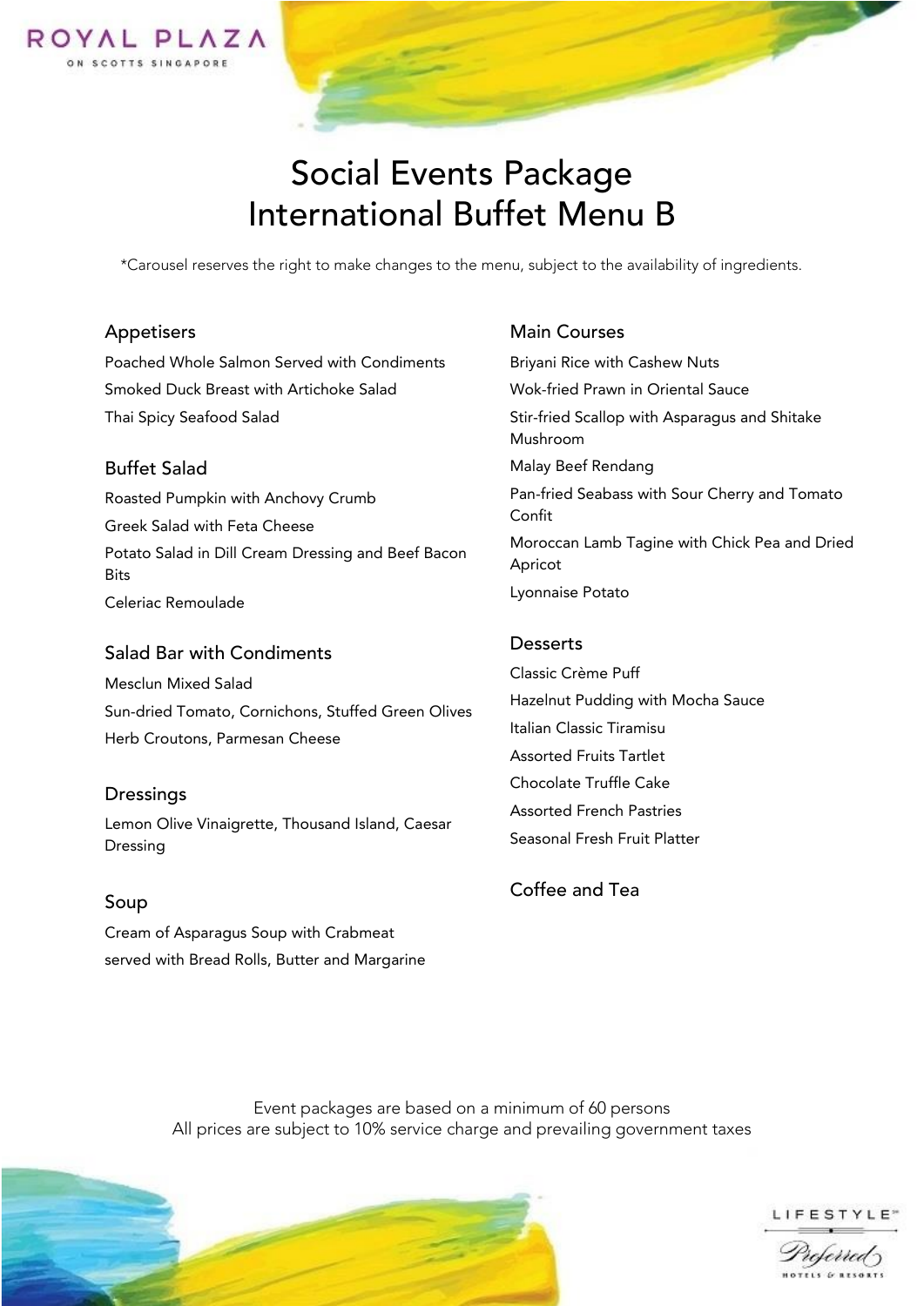ROYAL PLAZA ON SCOTTS SINGAPORE

# Social Events Package
# International Buffet Menu B

*Carousel reserves the right to make changes to the menu, subject to the availability of ingredients.

## Appetisers

Poached Whole Salmon Served with Condiments
Smoked Duck Breast with Artichoke Salad
Thai Spicy Seafood Salad

## Buffet Salad

Roasted Pumpkin with Anchovy Crumb
Greek Salad with Feta Cheese
Potato Salad in Dill Cream Dressing and Beef Bacon Bits
Celeriac Remoulade

## Salad Bar with Condiments

Mesclun Mixed Salad
Sun-dried Tomato, Cornichons, Stuffed Green Olives
Herb Croutons, Parmesan Cheese

## Dressings

Lemon Olive Vinaigrette, Thousand Island, Caesar Dressing

## Soup

Cream of Asparagus Soup with Crabmeat
served with Bread Rolls, Butter and Margarine

## Main Courses

Briyani Rice with Cashew Nuts
Wok-fried Prawn in Oriental Sauce
Stir-fried Scallop with Asparagus and Shitake Mushroom
Malay Beef Rendang
Pan-fried Seabass with Sour Cherry and Tomato Confit
Moroccan Lamb Tagine with Chick Pea and Dried Apricot
Lyonnaise Potato

## Desserts

Classic Crème Puff
Hazelnut Pudding with Mocha Sauce
Italian Classic Tiramisu
Assorted Fruits Tartlet
Chocolate Truffle Cake
Assorted French Pastries
Seasonal Fresh Fruit Platter

## Coffee and Tea

Event packages are based on a minimum of 60 persons
All prices are subject to 10% service charge and prevailing government taxes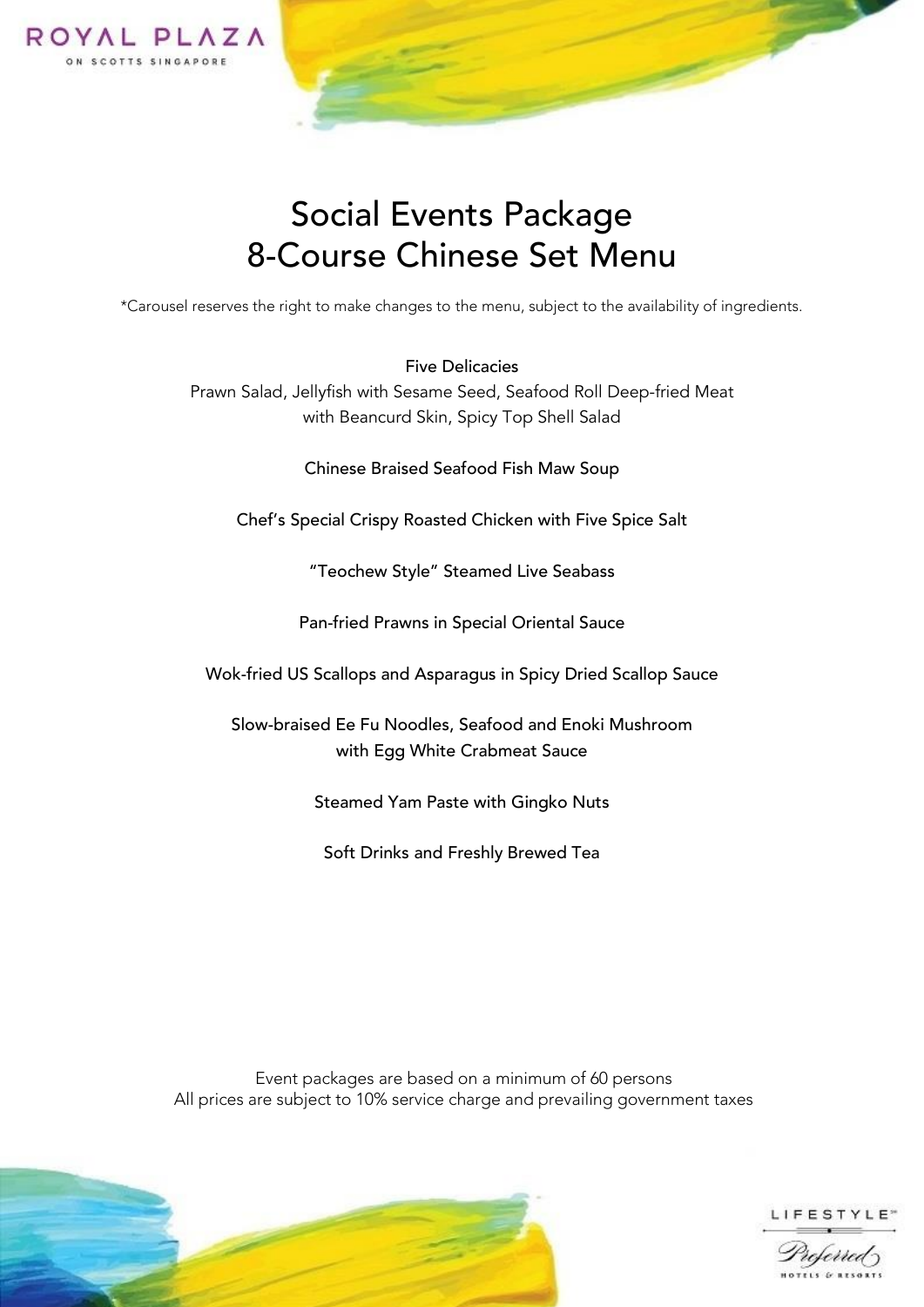# Social Events Package
# 8-Course Chinese Set Menu

*Carousel reserves the right to make changes to the menu, subject to the availability of ingredients.

Five Delicacies
Prawn Salad, Jellyfish with Sesame Seed, Seafood Roll Deep-fried Meat with Beancurd Skin, Spicy Top Shell Salad

Chinese Braised Seafood Fish Maw Soup

Chef's Special Crispy Roasted Chicken with Five Spice Salt

"Teochew Style" Steamed Live Seabass

Pan-fried Prawns in Special Oriental Sauce

Wok-fried US Scallops and Asparagus in Spicy Dried Scallop Sauce

Slow-braised Ee Fu Noodles, Seafood and Enoki Mushroom with Egg White Crabmeat Sauce

Steamed Yam Paste with Gingko Nuts

Soft Drinks and Freshly Brewed Tea

Event packages are based on a minimum of 60 persons
All prices are subject to 10% service charge and prevailing government taxes